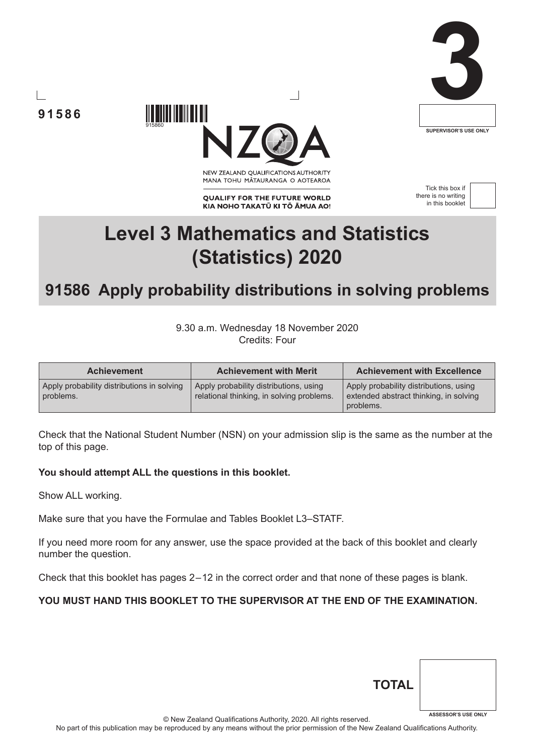91586

915860

NEW ZEALAND QUALIFICATIONS AUTHORITY
MANA TOHU MĀTAURANGA O AOTEAROA

QUALIFY FOR THE FUTURE WORLD
KIA NOHO TAKATŪ KI TŌ ĀMUA AO!

**3**

SUPERVISOR'S USE ONLY

Tick this box if there is no writing in this booklet

# Level 3 Mathematics and Statistics (Statistics) 2020

## 91586 Apply probability distributions in solving problems

9.30 a.m. Wednesday 18 November 2020
Credits: Four

| Achievement | Achievement with Merit | Achievement with Excellence |
| --- | --- | --- |
| Apply probability distributions in solving problems. | Apply probability distributions, using relational thinking, in solving problems. | Apply probability distributions, using extended abstract thinking, in solving problems. |

Check that the National Student Number (NSN) on your admission slip is the same as the number at the top of this page.

**You should attempt ALL the questions in this booklet.**

Show ALL working.

Make sure that you have the Formulae and Tables Booklet L3–STATF.

If you need more room for any answer, use the space provided at the back of this booklet and clearly number the question.

Check that this booklet has pages 2–12 in the correct order and that none of these pages is blank.

**YOU MUST HAND THIS BOOKLET TO THE SUPERVISOR AT THE END OF THE EXAMINATION.**

**TOTAL**

ASSESSOR'S USE ONLY

© New Zealand Qualifications Authority, 2020. All rights reserved.
No part of this publication may be reproduced by any means without the prior permission of the New Zealand Qualifications Authority.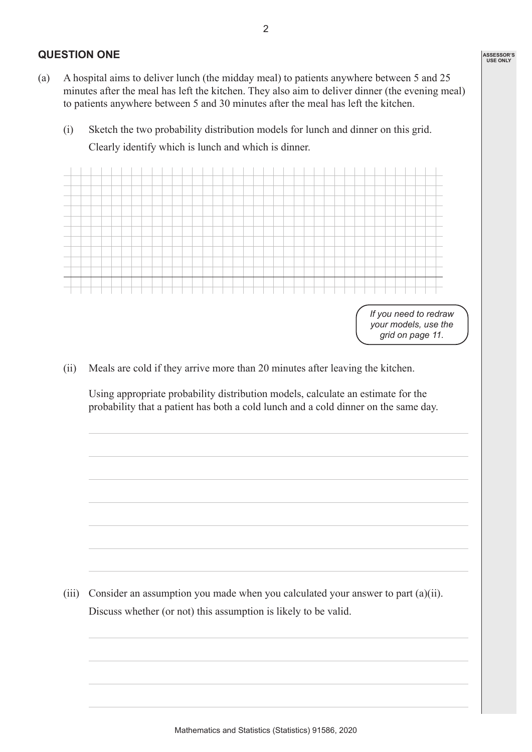## QUESTION ONE

(a) A hospital aims to deliver lunch (the midday meal) to patients anywhere between 5 and 25 minutes after the meal has left the kitchen. They also aim to deliver dinner (the evening meal) to patients anywhere between 5 and 30 minutes after the meal has left the kitchen.

(i) Sketch the two probability distribution models for lunch and dinner on this grid. Clearly identify which is lunch and which is dinner.

*If you need to redraw your models, use the grid on page 11.*

(ii) Meals are cold if they arrive more than 20 minutes after leaving the kitchen.

Using appropriate probability distribution models, calculate an estimate for the probability that a patient has both a cold lunch and a cold dinner on the same day.

(iii) Consider an assumption you made when you calculated your answer to part (a)(ii). Discuss whether (or not) this assumption is likely to be valid.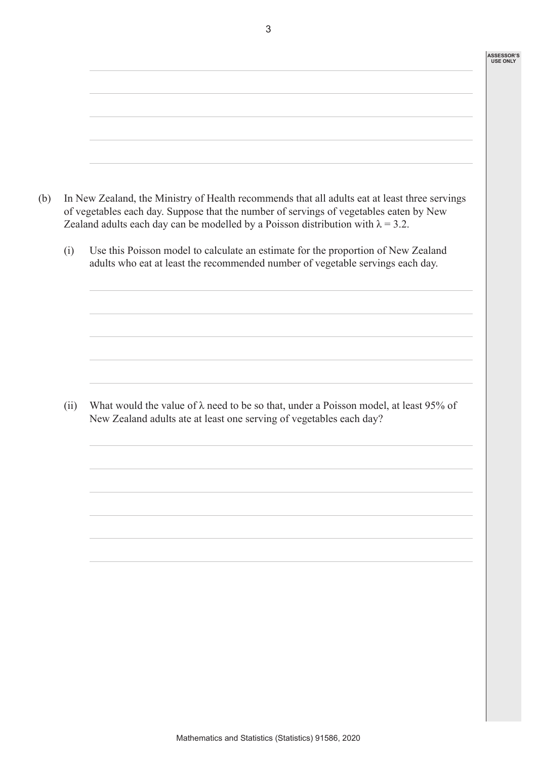(b) In New Zealand, the Ministry of Health recommends that all adults eat at least three servings of vegetables each day. Suppose that the number of servings of vegetables eaten by New Zealand adults each day can be modelled by a Poisson distribution with $\lambda = 3.2$.

(i) Use this Poisson model to calculate an estimate for the proportion of New Zealand adults who eat at least the recommended number of vegetable servings each day.

(ii) What would the value of $\lambda$ need to be so that, under a Poisson model, at least 95% of New Zealand adults ate at least one serving of vegetables each day?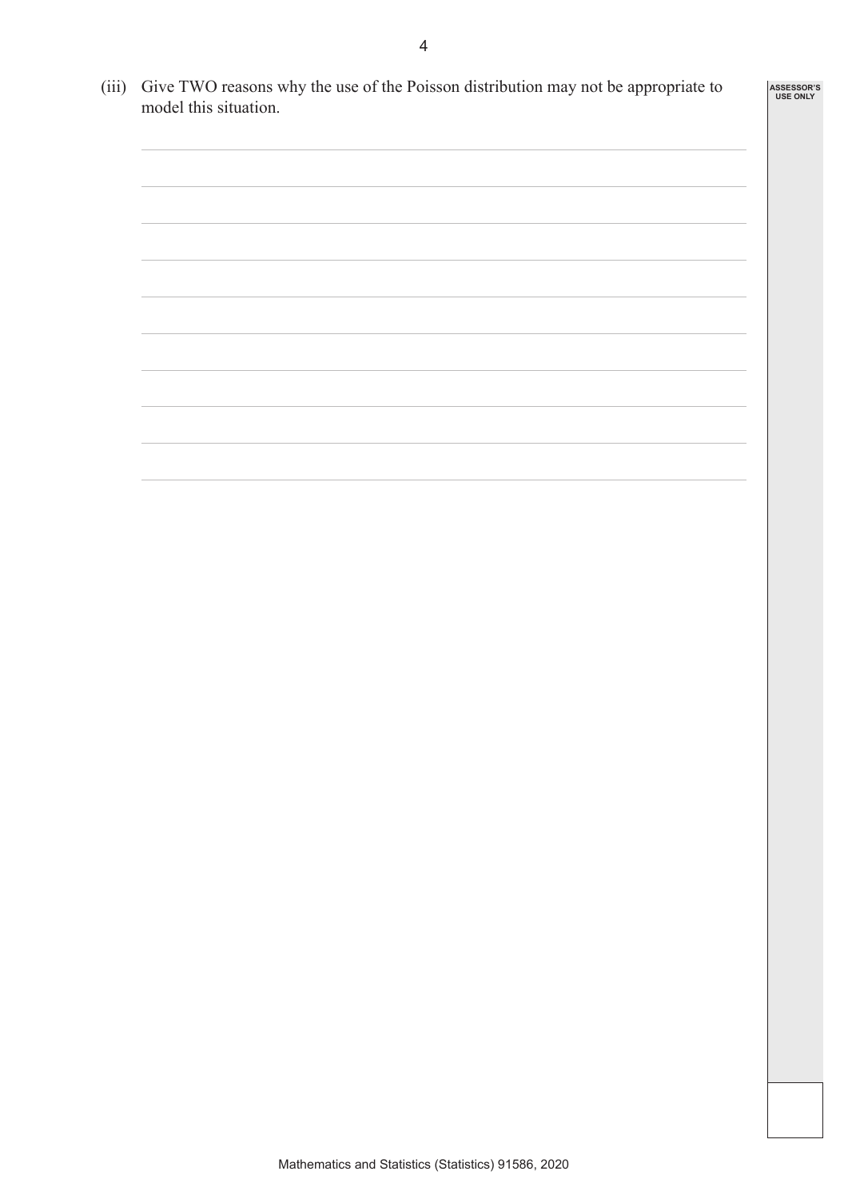(iii) Give TWO reasons why the use of the Poisson distribution may not be appropriate to model this situation.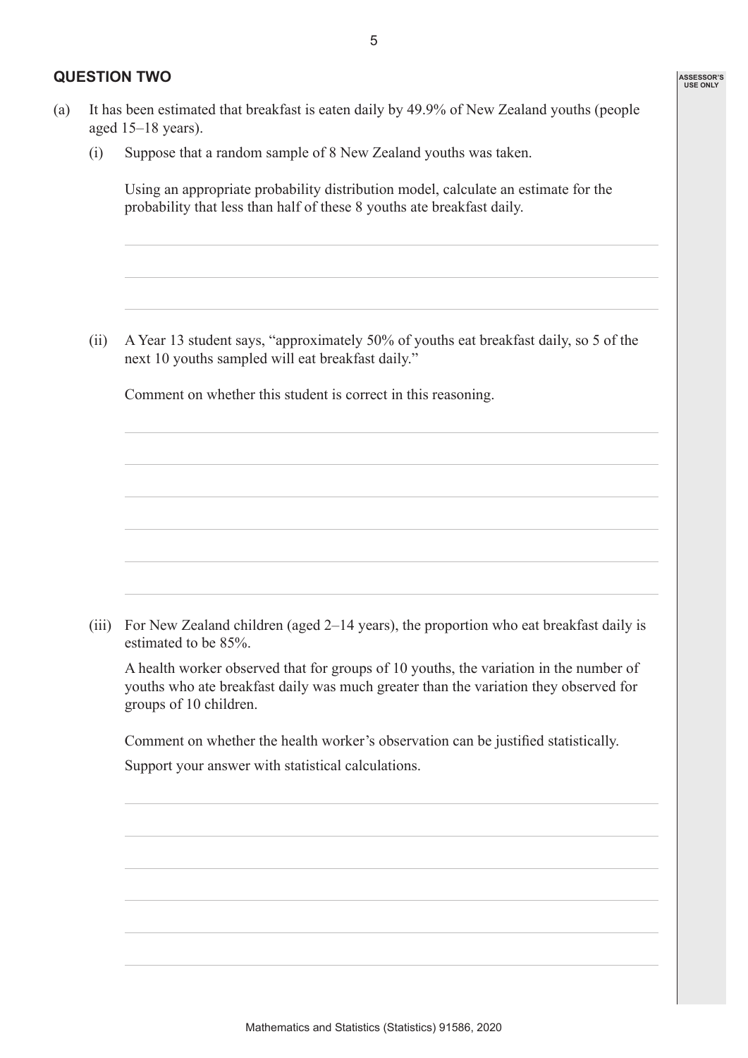## QUESTION TWO

(a) It has been estimated that breakfast is eaten daily by 49.9% of New Zealand youths (people aged 15–18 years).

(i) Suppose that a random sample of 8 New Zealand youths was taken.

Using an appropriate probability distribution model, calculate an estimate for the probability that less than half of these 8 youths ate breakfast daily.

(ii) A Year 13 student says, "approximately 50% of youths eat breakfast daily, so 5 of the next 10 youths sampled will eat breakfast daily."

Comment on whether this student is correct in this reasoning.

(iii) For New Zealand children (aged 2–14 years), the proportion who eat breakfast daily is estimated to be 85%.

A health worker observed that for groups of 10 youths, the variation in the number of youths who ate breakfast daily was much greater than the variation they observed for groups of 10 children.

Comment on whether the health worker's observation can be justified statistically.

Support your answer with statistical calculations.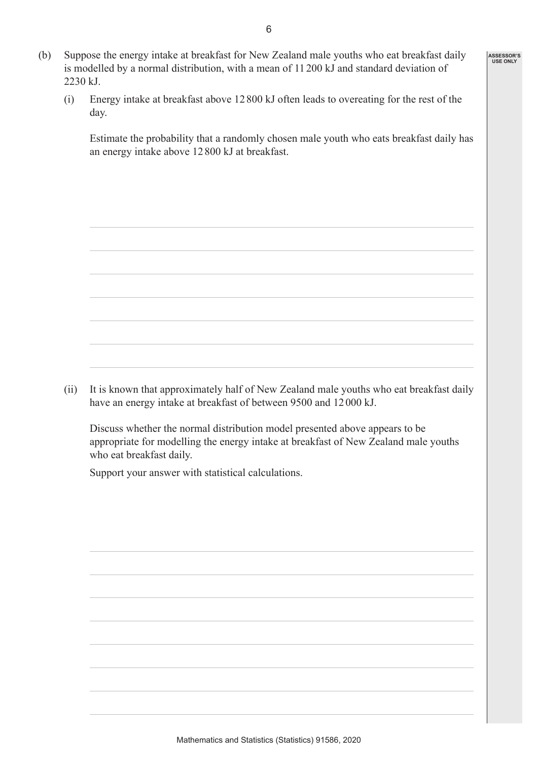(b) Suppose the energy intake at breakfast for New Zealand male youths who eat breakfast daily is modelled by a normal distribution, with a mean of 11 200 kJ and standard deviation of 2230 kJ.

(i) Energy intake at breakfast above 12 800 kJ often leads to overeating for the rest of the day.

Estimate the probability that a randomly chosen male youth who eats breakfast daily has an energy intake above 12 800 kJ at breakfast.

(ii) It is known that approximately half of New Zealand male youths who eat breakfast daily have an energy intake at breakfast of between 9500 and 12 000 kJ.

Discuss whether the normal distribution model presented above appears to be appropriate for modelling the energy intake at breakfast of New Zealand male youths who eat breakfast daily.

Support your answer with statistical calculations.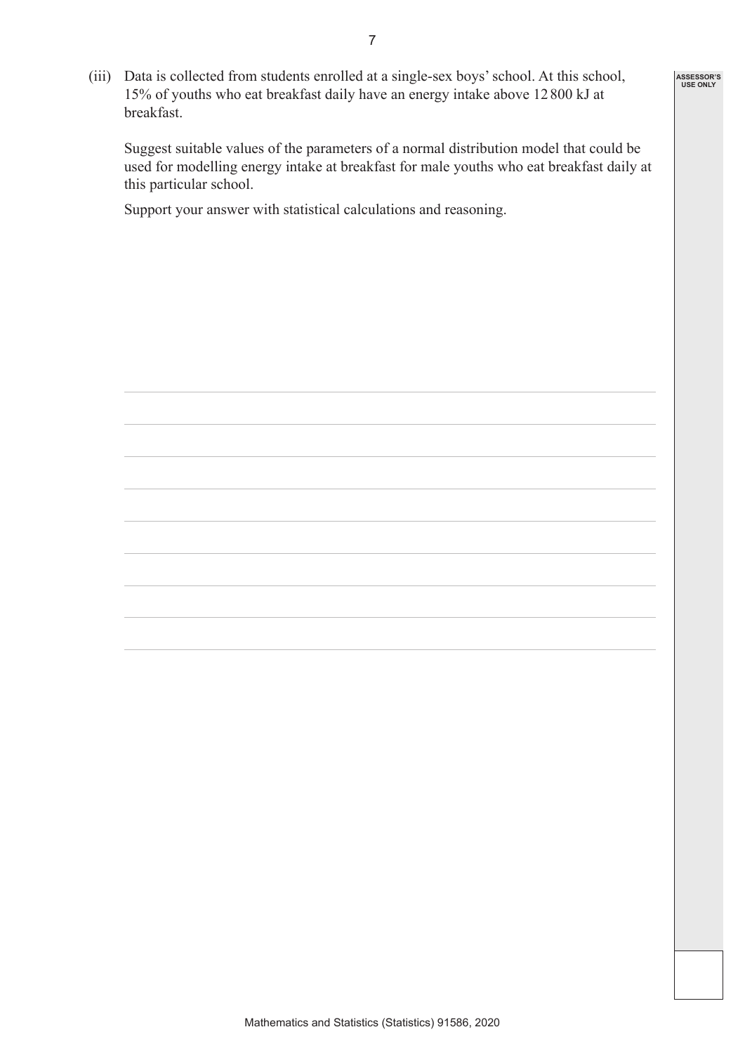(iii) Data is collected from students enrolled at a single-sex boys' school. At this school, 15% of youths who eat breakfast daily have an energy intake above 12 800 kJ at breakfast.

Suggest suitable values of the parameters of a normal distribution model that could be used for modelling energy intake at breakfast for male youths who eat breakfast daily at this particular school.

Support your answer with statistical calculations and reasoning.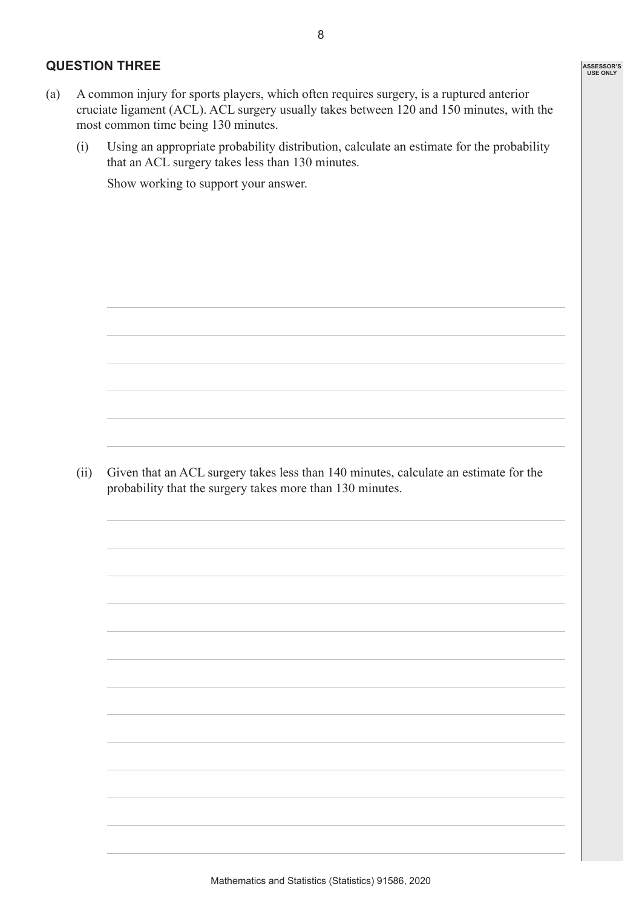## QUESTION THREE

(a) A common injury for sports players, which often requires surgery, is a ruptured anterior cruciate ligament (ACL). ACL surgery usually takes between 120 and 150 minutes, with the most common time being 130 minutes.

(i) Using an appropriate probability distribution, calculate an estimate for the probability that an ACL surgery takes less than 130 minutes.

Show working to support your answer.

(ii) Given that an ACL surgery takes less than 140 minutes, calculate an estimate for the probability that the surgery takes more than 130 minutes.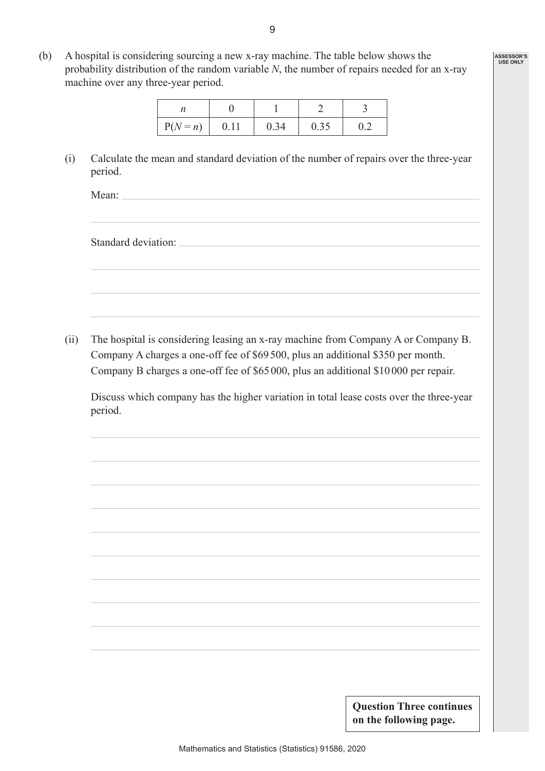(b) A hospital is considering sourcing a new x-ray machine. The table below shows the probability distribution of the random variable $N$, the number of repairs needed for an x-ray machine over any three-year period.

| $n$ | 0 | 1 | 2 | 3 |
|---|---|---|---|---|
| $P(N = n)$ | 0.11 | 0.34 | 0.35 | 0.2 |

(i) Calculate the mean and standard deviation of the number of repairs over the three-year period.

Mean:

Standard deviation:

(ii) The hospital is considering leasing an x-ray machine from Company A or Company B. Company A charges a one-off fee of \$69 500, plus an additional \$350 per month. Company B charges a one-off fee of \$65 000, plus an additional \$10 000 per repair.

Discuss which company has the higher variation in total lease costs over the three-year period.

**Question Three continues on the following page.**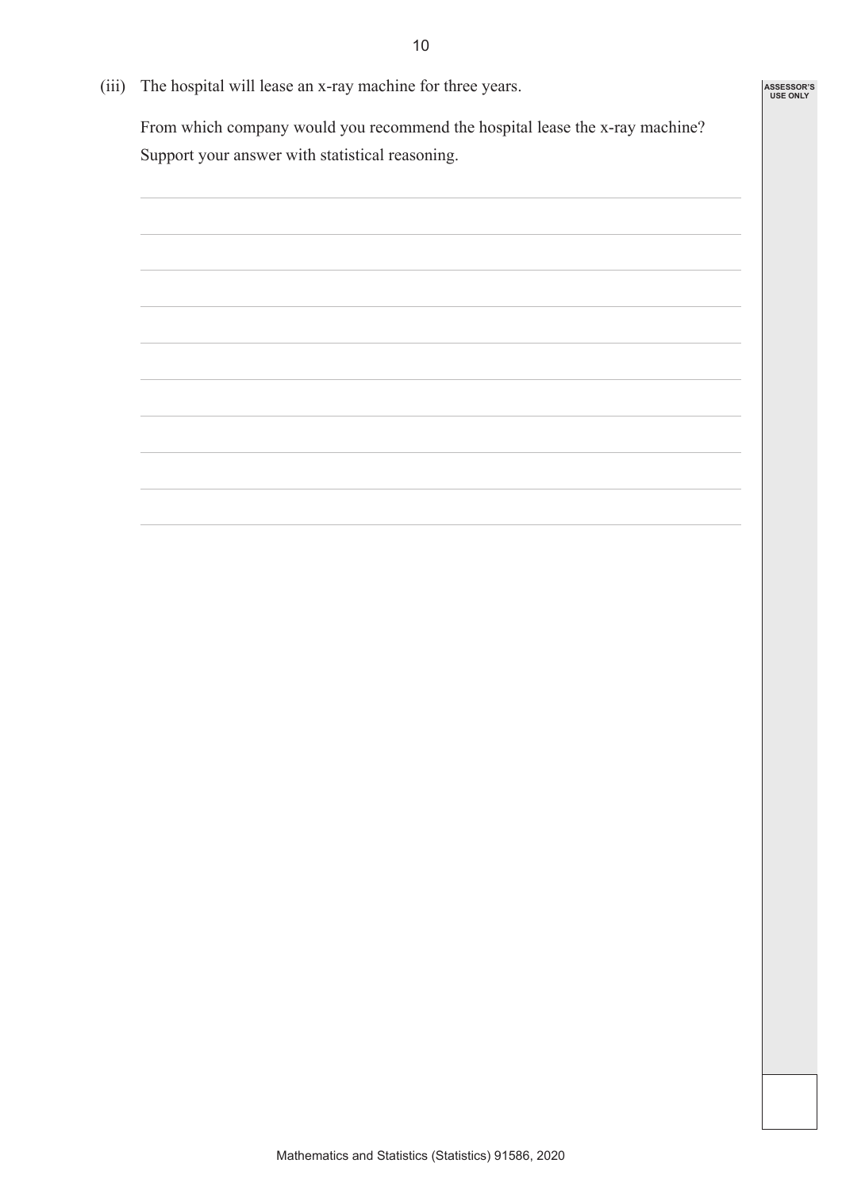(iii) The hospital will lease an x-ray machine for three years.

From which company would you recommend the hospital lease the x-ray machine? Support your answer with statistical reasoning.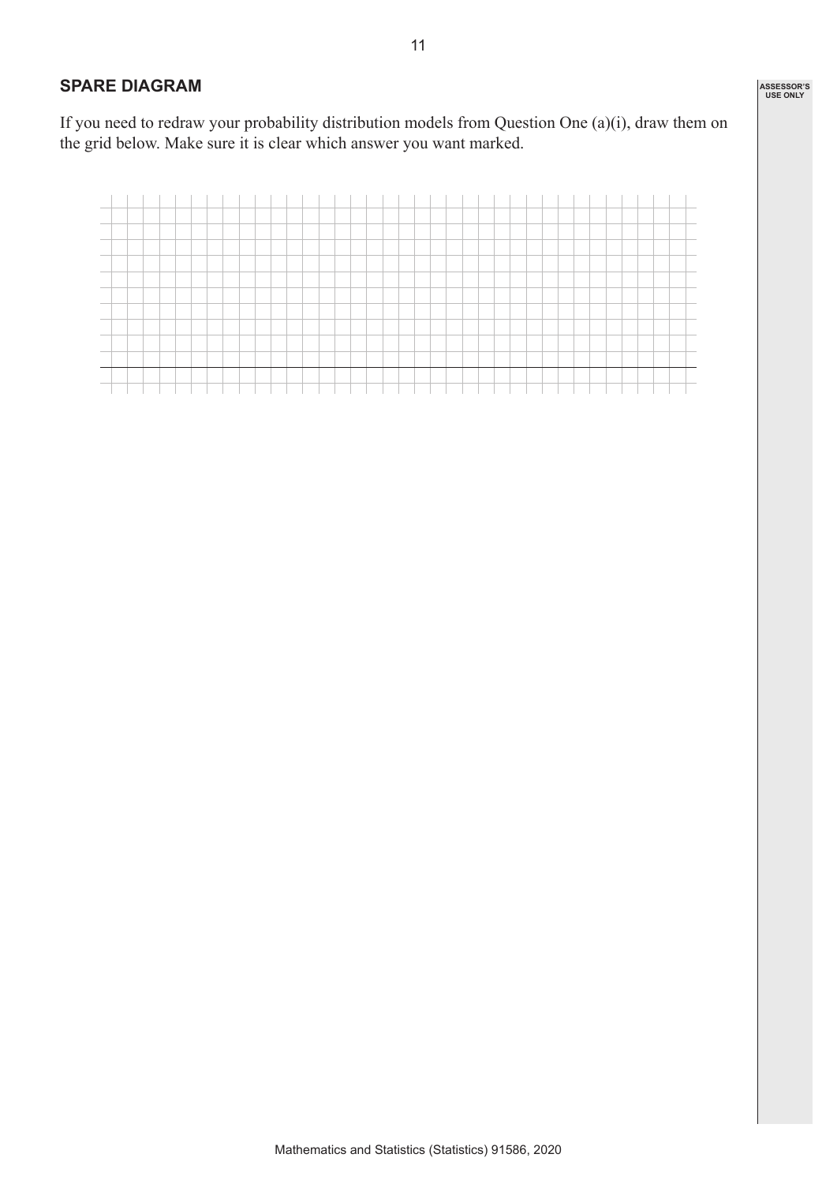## SPARE DIAGRAM

If you need to redraw your probability distribution models from Question One (a)(i), draw them on the grid below. Make sure it is clear which answer you want marked.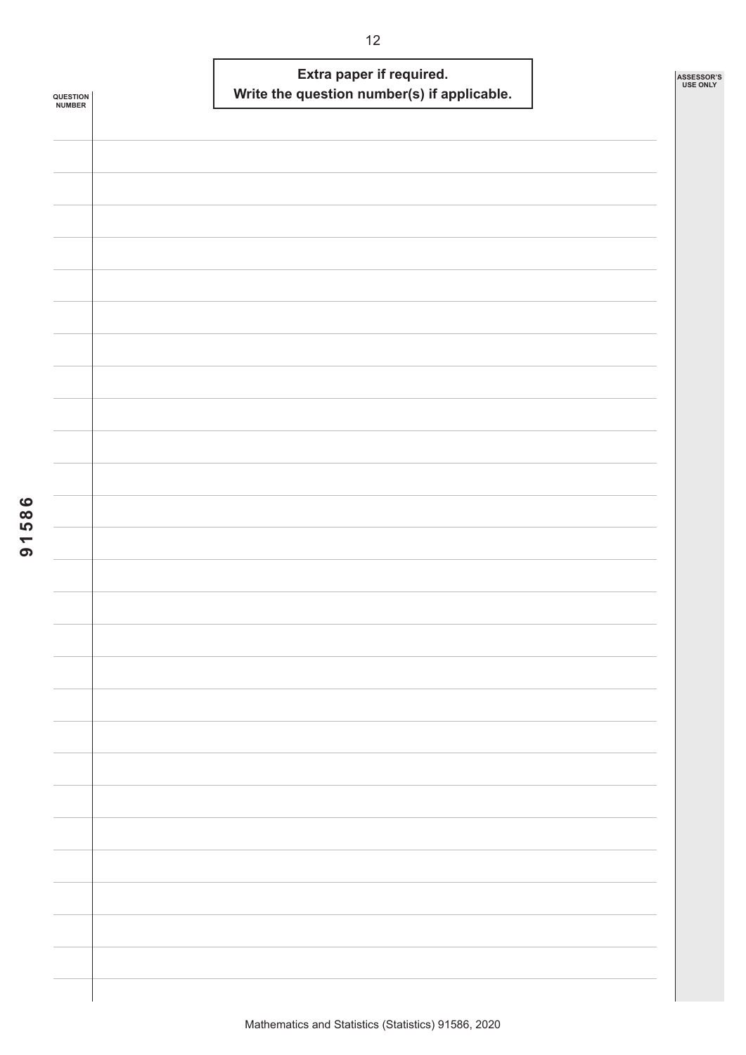**Extra paper if required.**
**Write the question number(s) if applicable.**

QUESTION NUMBER

ASSESSOR'S USE ONLY